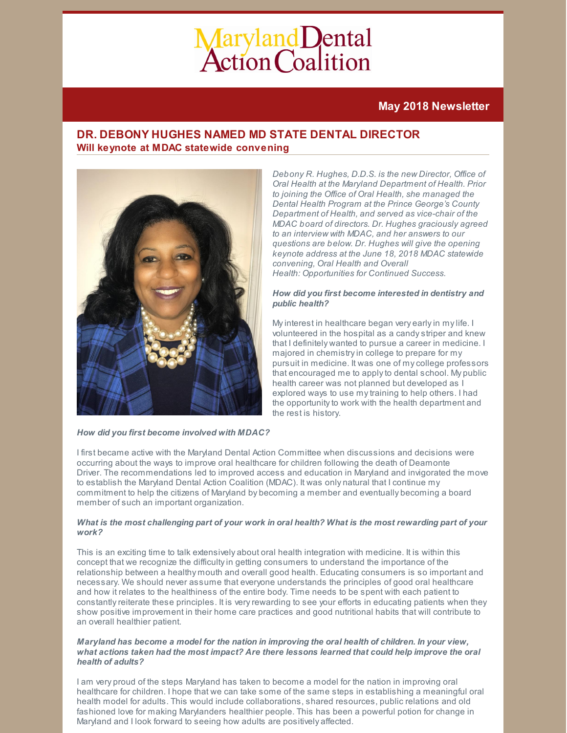# Maryland Dental Action Coalition

## May 2018 Newsletter

## DR. DEBONY HUGHES NAMED MD STATE DENTAL DIRECTOR

### Will keynote at MDAC statewide convening

*Debony R. Hughes, D.D.S. is the new Director, Office of Oral Health at the Maryland Department of Health. Prior to joining the Office of Oral Health, she managed the Dental Health Program at the Prince George's County Department of Health, and served as vice-chair of the MDAC board of directors. Dr. Hughes graciously agreed to an interview with MDAC, and her answers to our questions are below. Dr. Hughes will give the opening keynote address at the June 18, 2018 MDAC statewide convening, Oral Health and Overall Health: Opportunities for Continued Success.*

***How did you first become interested in dentistry and public health?***

My interest in healthcare began very early in my life. I volunteered in the hospital as a candy striper and knew that I definitely wanted to pursue a career in medicine. I majored in chemistry in college to prepare for my pursuit in medicine. It was one of my college professors that encouraged me to apply to dental school. My public health career was not planned but developed as I explored ways to use my training to help others. I had the opportunity to work with the health department and the rest is history.

***How did you first become involved with MDAC?***

I first became active with the Maryland Dental Action Committee when discussions and decisions were occurring about the ways to improve oral healthcare for children following the death of Deamonte Driver. The recommendations led to improved access and education in Maryland and invigorated the move to establish the Maryland Dental Action Coalition (MDAC). It was only natural that I continue my commitment to help the citizens of Maryland by becoming a member and eventually becoming a board member of such an important organization.

***What is the most challenging part of your work in oral health? What is the most rewarding part of your work?***

This is an exciting time to talk extensively about oral health integration with medicine. It is within this concept that we recognize the difficulty in getting consumers to understand the importance of the relationship between a healthy mouth and overall good health. Educating consumers is so important and necessary. We should never assume that everyone understands the principles of good oral healthcare and how it relates to the healthiness of the entire body. Time needs to be spent with each patient to constantly reiterate these principles. It is very rewarding to see your efforts in educating patients when they show positive improvement in their home care practices and good nutritional habits that will contribute to an overall healthier patient.

***Maryland has become a model for the nation in improving the oral health of children. In your view, what actions taken had the most impact? Are there lessons learned that could help improve the oral health of adults?***

I am very proud of the steps Maryland has taken to become a model for the nation in improving oral healthcare for children. I hope that we can take some of the same steps in establishing a meaningful oral health model for adults. This would include collaborations, shared resources, public relations and old fashioned love for making Marylanders healthier people. This has been a powerful potion for change in Maryland and I look forward to seeing how adults are positively affected.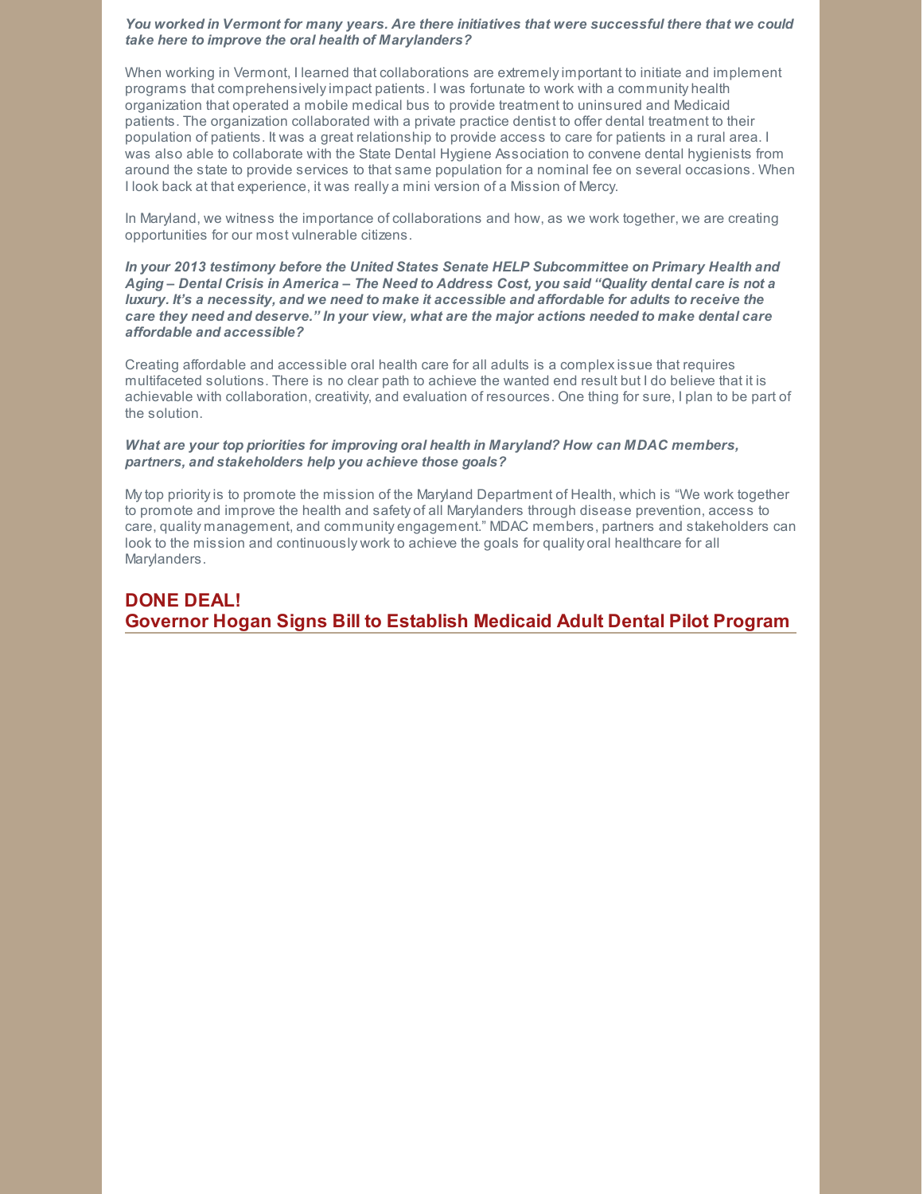***You worked in Vermont for many years. Are there initiatives that were successful there that we could take here to improve the oral health of Marylanders?***

When working in Vermont, I learned that collaborations are extremely important to initiate and implement programs that comprehensively impact patients. I was fortunate to work with a community health organization that operated a mobile medical bus to provide treatment to uninsured and Medicaid patients. The organization collaborated with a private practice dentist to offer dental treatment to their population of patients. It was a great relationship to provide access to care for patients in a rural area. I was also able to collaborate with the State Dental Hygiene Association to convene dental hygienists from around the state to provide services to that same population for a nominal fee on several occasions. When I look back at that experience, it was really a mini version of a Mission of Mercy.

In Maryland, we witness the importance of collaborations and how, as we work together, we are creating opportunities for our most vulnerable citizens.

***In your 2013 testimony before the United States Senate HELP Subcommittee on Primary Health and Aging – Dental Crisis in America – The Need to Address Cost, you said "Quality dental care is not a luxury. It's a necessity, and we need to make it accessible and affordable for adults to receive the care they need and deserve." In your view, what are the major actions needed to make dental care affordable and accessible?***

Creating affordable and accessible oral health care for all adults is a complex issue that requires multifaceted solutions. There is no clear path to achieve the wanted end result but I do believe that it is achievable with collaboration, creativity, and evaluation of resources. One thing for sure, I plan to be part of the solution.

***What are your top priorities for improving oral health in Maryland? How can MDAC members, partners, and stakeholders help you achieve those goals?***

My top priority is to promote the mission of the Maryland Department of Health, which is "We work together to promote and improve the health and safety of all Marylanders through disease prevention, access to care, quality management, and community engagement." MDAC members, partners and stakeholders can look to the mission and continuously work to achieve the goals for quality oral healthcare for all Marylanders.

## DONE DEAL!
## Governor Hogan Signs Bill to Establish Medicaid Adult Dental Pilot Program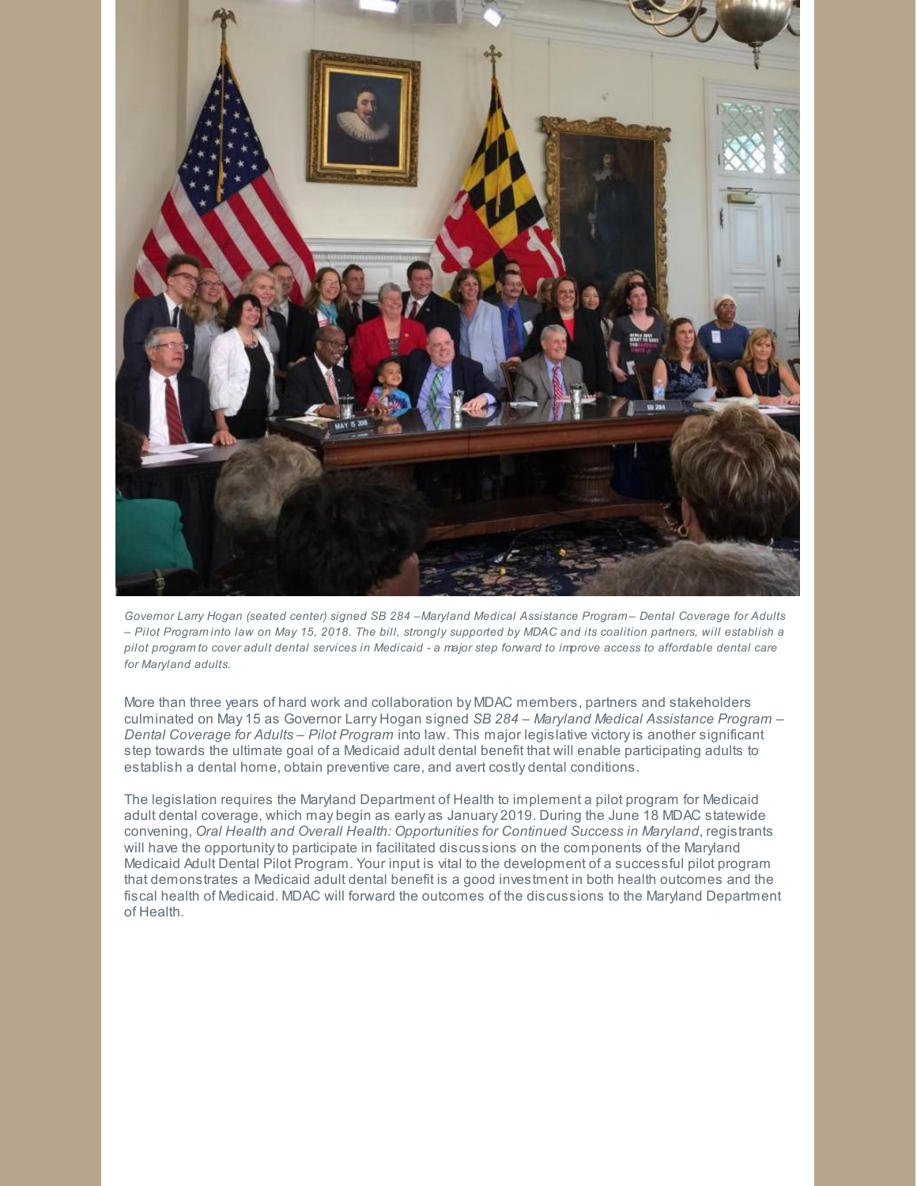*Governor Larry Hogan (seated center) signed SB 284 –Maryland Medical Assistance Program – Dental Coverage for Adults – Pilot Program into law on May 15, 2018. The bill, strongly supported by MDAC and its coalition partners, will establish a pilot program to cover adult dental services in Medicaid - a major step forward to improve access to affordable dental care for Maryland adults.*

More than three years of hard work and collaboration by MDAC members, partners and stakeholders culminated on May 15 as Governor Larry Hogan signed *SB 284 – Maryland Medical Assistance Program – Dental Coverage for Adults – Pilot Program* into law. This major legislative victory is another significant step towards the ultimate goal of a Medicaid adult dental benefit that will enable participating adults to establish a dental home, obtain preventive care, and avert costly dental conditions.

The legislation requires the Maryland Department of Health to implement a pilot program for Medicaid adult dental coverage, which may begin as early as January 2019. During the June 18 MDAC statewide convening, *Oral Health and Overall Health: Opportunities for Continued Success in Maryland*, registrants will have the opportunity to participate in facilitated discussions on the components of the Maryland Medicaid Adult Dental Pilot Program. Your input is vital to the development of a successful pilot program that demonstrates a Medicaid adult dental benefit is a good investment in both health outcomes and the fiscal health of Medicaid. MDAC will forward the outcomes of the discussions to the Maryland Department of Health.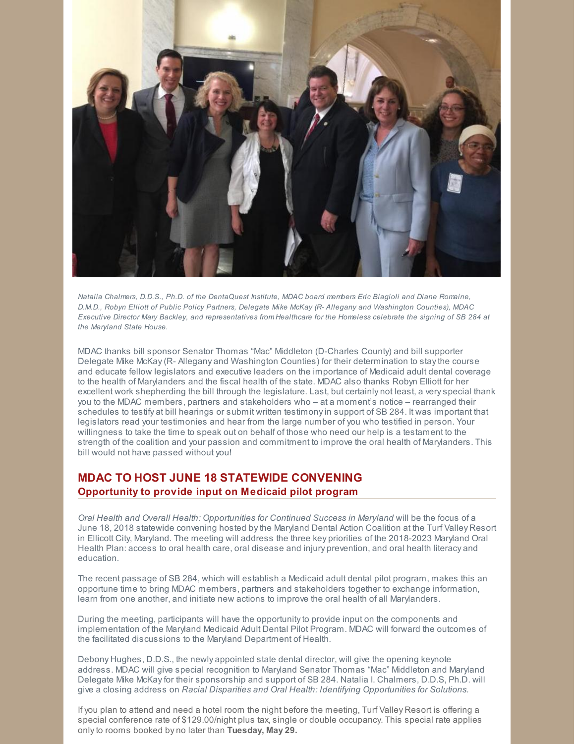*Natalia Chalmers, D.D.S., Ph.D. of the DentaQuest Institute, MDAC board members Eric Biagioli and Diane Romaine, D.M.D., Robyn Elliott of Public Policy Partners, Delegate Mike McKay (R- Allegany and Washington Counties), MDAC Executive Director Mary Backley, and representatives from Healthcare for the Homeless celebrate the signing of SB 284 at the Maryland State House.*

MDAC thanks bill sponsor Senator Thomas "Mac" Middleton (D-Charles County) and bill supporter Delegate Mike McKay (R- Allegany and Washington Counties) for their determination to stay the course and educate fellow legislators and executive leaders on the importance of Medicaid adult dental coverage to the health of Marylanders and the fiscal health of the state. MDAC also thanks Robyn Elliott for her excellent work shepherding the bill through the legislature. Last, but certainly not least, a very special thank you to the MDAC members, partners and stakeholders who – at a moment's notice – rearranged their schedules to testify at bill hearings or submit written testimony in support of SB 284. It was important that legislators read your testimonies and hear from the large number of you who testified in person. Your willingness to take the time to speak out on behalf of those who need our help is a testament to the strength of the coalition and your passion and commitment to improve the oral health of Marylanders. This bill would not have passed without you!

## MDAC TO HOST JUNE 18 STATEWIDE CONVENING

### Opportunity to provide input on Medicaid pilot program

*Oral Health and Overall Health: Opportunities for Continued Success in Maryland* will be the focus of a June 18, 2018 statewide convening hosted by the Maryland Dental Action Coalition at the Turf Valley Resort in Ellicott City, Maryland. The meeting will address the three key priorities of the 2018-2023 Maryland Oral Health Plan: access to oral health care, oral disease and injury prevention, and oral health literacy and education.

The recent passage of SB 284, which will establish a Medicaid adult dental pilot program, makes this an opportune time to bring MDAC members, partners and stakeholders together to exchange information, learn from one another, and initiate new actions to improve the oral health of all Marylanders.

During the meeting, participants will have the opportunity to provide input on the components and implementation of the Maryland Medicaid Adult Dental Pilot Program. MDAC will forward the outcomes of the facilitated discussions to the Maryland Department of Health.

Debony Hughes, D.D.S., the newly appointed state dental director, will give the opening keynote address. MDAC will give special recognition to Maryland Senator Thomas "Mac" Middleton and Maryland Delegate Mike McKay for their sponsorship and support of SB 284. Natalia I. Chalmers, D.D.S, Ph.D. will give a closing address on *Racial Disparities and Oral Health: Identifying Opportunities for Solutions.*

If you plan to attend and need a hotel room the night before the meeting, Turf Valley Resort is offering a special conference rate of $129.00/night plus tax, single or double occupancy. This special rate applies only to rooms booked by no later than **Tuesday, May 29.**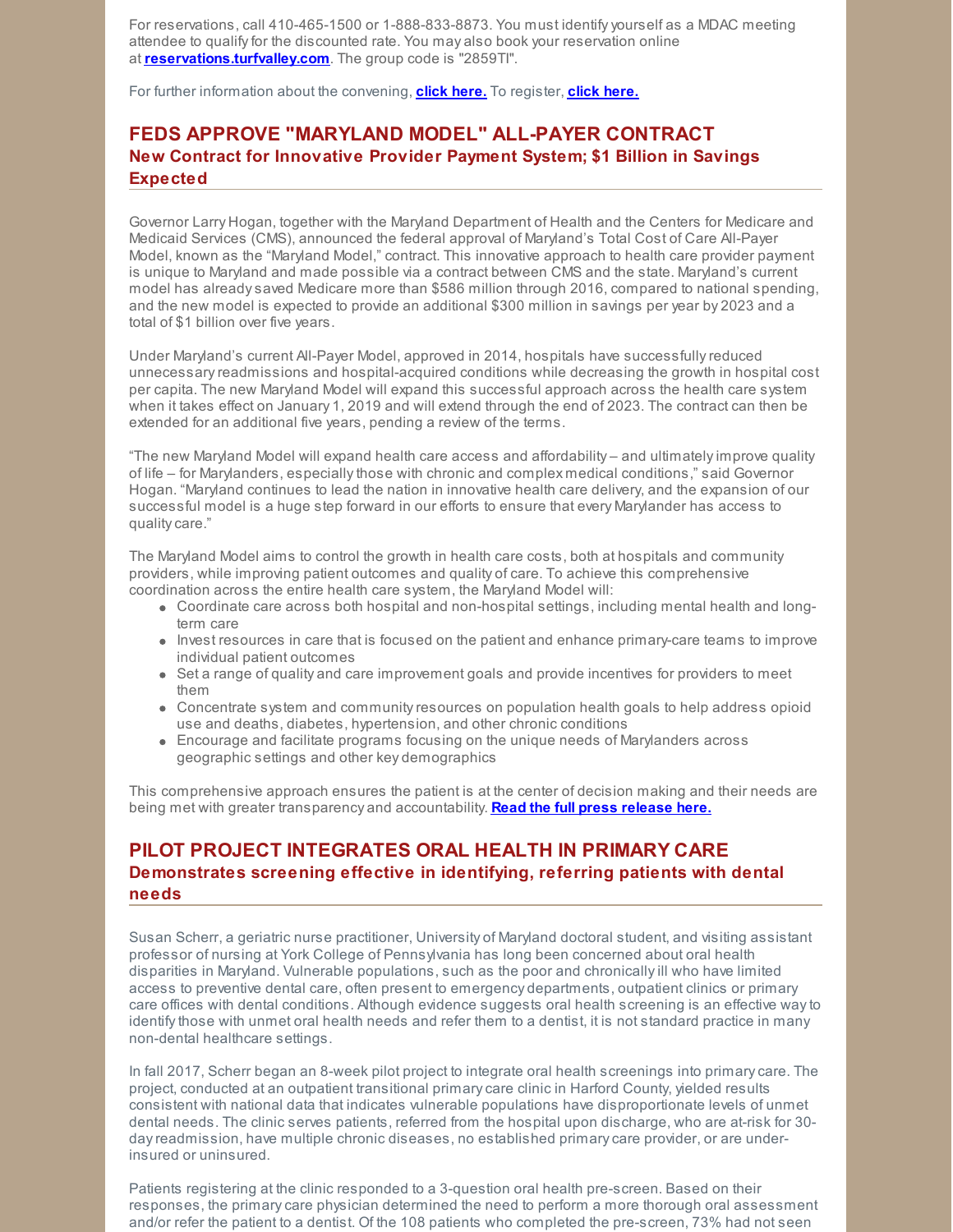For reservations, call 410-465-1500 or 1-888-833-8873. You must identify yourself as a MDAC meeting attendee to qualify for the discounted rate. You may also book your reservation online at **reservations.turfvalley.com**. The group code is "2859TI".

For further information about the convening, **click here.** To register, **click here.**

## FEDS APPROVE "MARYLAND MODEL" ALL-PAYER CONTRACT

### New Contract for Innovative Provider Payment System; $1 Billion in Savings Expected

Governor Larry Hogan, together with the Maryland Department of Health and the Centers for Medicare and Medicaid Services (CMS), announced the federal approval of Maryland's Total Cost of Care All-Payer Model, known as the "Maryland Model," contract. This innovative approach to health care provider payment is unique to Maryland and made possible via a contract between CMS and the state. Maryland's current model has already saved Medicare more than $586 million through 2016, compared to national spending, and the new model is expected to provide an additional $300 million in savings per year by 2023 and a total of $1 billion over five years.

Under Maryland's current All-Payer Model, approved in 2014, hospitals have successfully reduced unnecessary readmissions and hospital-acquired conditions while decreasing the growth in hospital cost per capita. The new Maryland Model will expand this successful approach across the health care system when it takes effect on January 1, 2019 and will extend through the end of 2023. The contract can then be extended for an additional five years, pending a review of the terms.

"The new Maryland Model will expand health care access and affordability – and ultimately improve quality of life – for Marylanders, especially those with chronic and complex medical conditions," said Governor Hogan. "Maryland continues to lead the nation in innovative health care delivery, and the expansion of our successful model is a huge step forward in our efforts to ensure that every Marylander has access to quality care."

The Maryland Model aims to control the growth in health care costs, both at hospitals and community providers, while improving patient outcomes and quality of care. To achieve this comprehensive coordination across the entire health care system, the Maryland Model will:

- Coordinate care across both hospital and non-hospital settings, including mental health and long-term care
- Invest resources in care that is focused on the patient and enhance primary-care teams to improve individual patient outcomes
- Set a range of quality and care improvement goals and provide incentives for providers to meet them
- Concentrate system and community resources on population health goals to help address opioid use and deaths, diabetes, hypertension, and other chronic conditions
- Encourage and facilitate programs focusing on the unique needs of Marylanders across geographic settings and other key demographics

This comprehensive approach ensures the patient is at the center of decision making and their needs are being met with greater transparency and accountability. **Read the full press release here.**

## PILOT PROJECT INTEGRATES ORAL HEALTH IN PRIMARY CARE

### Demonstrates screening effective in identifying, referring patients with dental needs

Susan Scherr, a geriatric nurse practitioner, University of Maryland doctoral student, and visiting assistant professor of nursing at York College of Pennsylvania has long been concerned about oral health disparities in Maryland. Vulnerable populations, such as the poor and chronically ill who have limited access to preventive dental care, often present to emergency departments, outpatient clinics or primary care offices with dental conditions. Although evidence suggests oral health screening is an effective way to identify those with unmet oral health needs and refer them to a dentist, it is not standard practice in many non-dental healthcare settings.

In fall 2017, Scherr began an 8-week pilot project to integrate oral health screenings into primary care. The project, conducted at an outpatient transitional primary care clinic in Harford County, yielded results consistent with national data that indicates vulnerable populations have disproportionate levels of unmet dental needs. The clinic serves patients, referred from the hospital upon discharge, who are at-risk for 30-day readmission, have multiple chronic diseases, no established primary care provider, or are under-insured or uninsured.

Patients registering at the clinic responded to a 3-question oral health pre-screen. Based on their responses, the primary care physician determined the need to perform a more thorough oral assessment and/or refer the patient to a dentist. Of the 108 patients who completed the pre-screen, 73% had not seen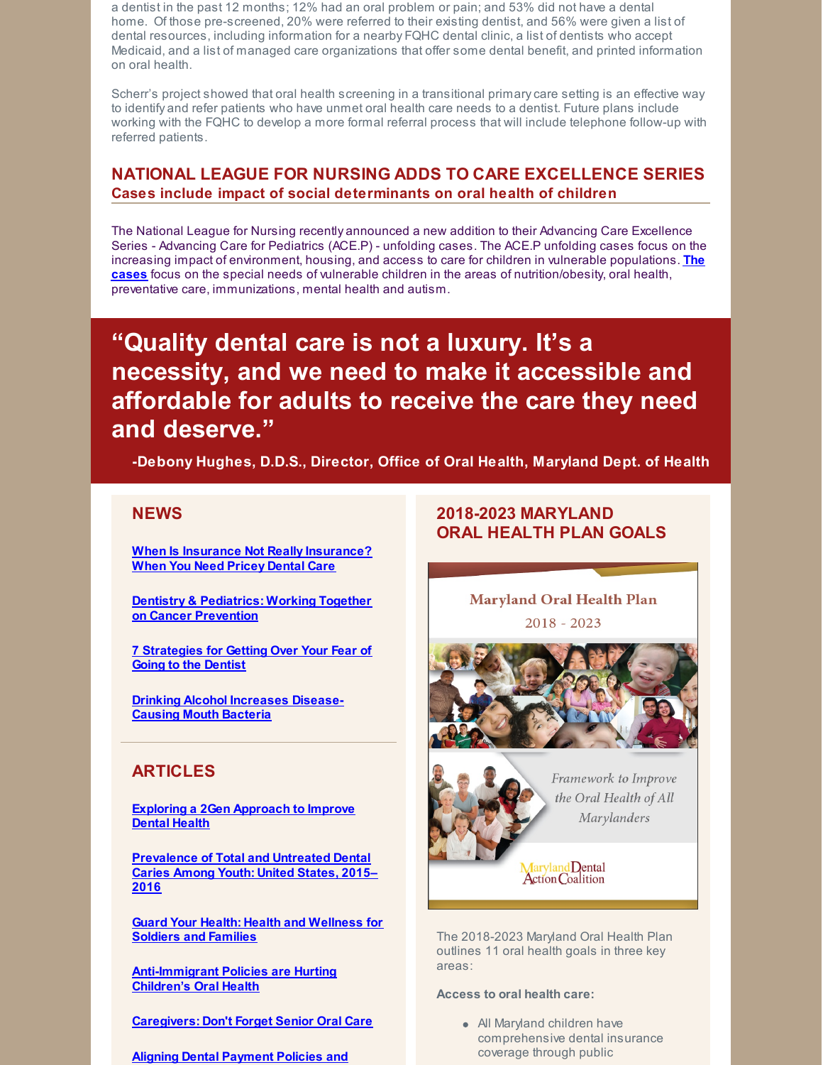a dentist in the past 12 months; 12% had an oral problem or pain; and 53% did not have a dental home. Of those pre-screened, 20% were referred to their existing dentist, and 56% were given a list of dental resources, including information for a nearby FQHC dental clinic, a list of dentists who accept Medicaid, and a list of managed care organizations that offer some dental benefit, and printed information on oral health.

Scherr's project showed that oral health screening in a transitional primary care setting is an effective way to identify and refer patients who have unmet oral health care needs to a dentist. Future plans include working with the FQHC to develop a more formal referral process that will include telephone follow-up with referred patients.

## NATIONAL LEAGUE FOR NURSING ADDS TO CARE EXCELLENCE SERIES

### Cases include impact of social determinants on oral health of children

The National League for Nursing recently announced a new addition to their Advancing Care Excellence Series - Advancing Care for Pediatrics (ACE.P) - unfolding cases. The ACE.P unfolding cases focus on the increasing impact of environment, housing, and access to care for children in vulnerable populations. **The cases** focus on the special needs of vulnerable children in the areas of nutrition/obesity, oral health, preventative care, immunizations, mental health and autism.

> **"Quality dental care is not a luxury. It's a necessity, and we need to make it accessible and affordable for adults to receive the care they need and deserve."**
>
> **-Debony Hughes, D.D.S., Director, Office of Oral Health, Maryland Dept. of Health**

## NEWS

**When Is Insurance Not Really Insurance? When You Need Pricey Dental Care**

**Dentistry & Pediatrics: Working Together on Cancer Prevention**

**7 Strategies for Getting Over Your Fear of Going to the Dentist**

**Drinking Alcohol Increases Disease-Causing Mouth Bacteria**

## ARTICLES

**Exploring a 2Gen Approach to Improve Dental Health**

**Prevalence of Total and Untreated Dental Caries Among Youth: United States, 2015–2016**

**Guard Your Health: Health and Wellness for Soldiers and Families**

**Anti-Immigrant Policies are Hurting Children's Oral Health**

**Caregivers: Don't Forget Senior Oral Care**

**Aligning Dental Payment Policies and**

## 2018-2023 MARYLAND ORAL HEALTH PLAN GOALS

Maryland Oral Health Plan 2018 - 2023

*Framework to Improve the Oral Health of All Marylanders*

Maryland Dental Action Coalition

The 2018-2023 Maryland Oral Health Plan outlines 11 oral health goals in three key areas:

**Access to oral health care:**

- All Maryland children have comprehensive dental insurance coverage through public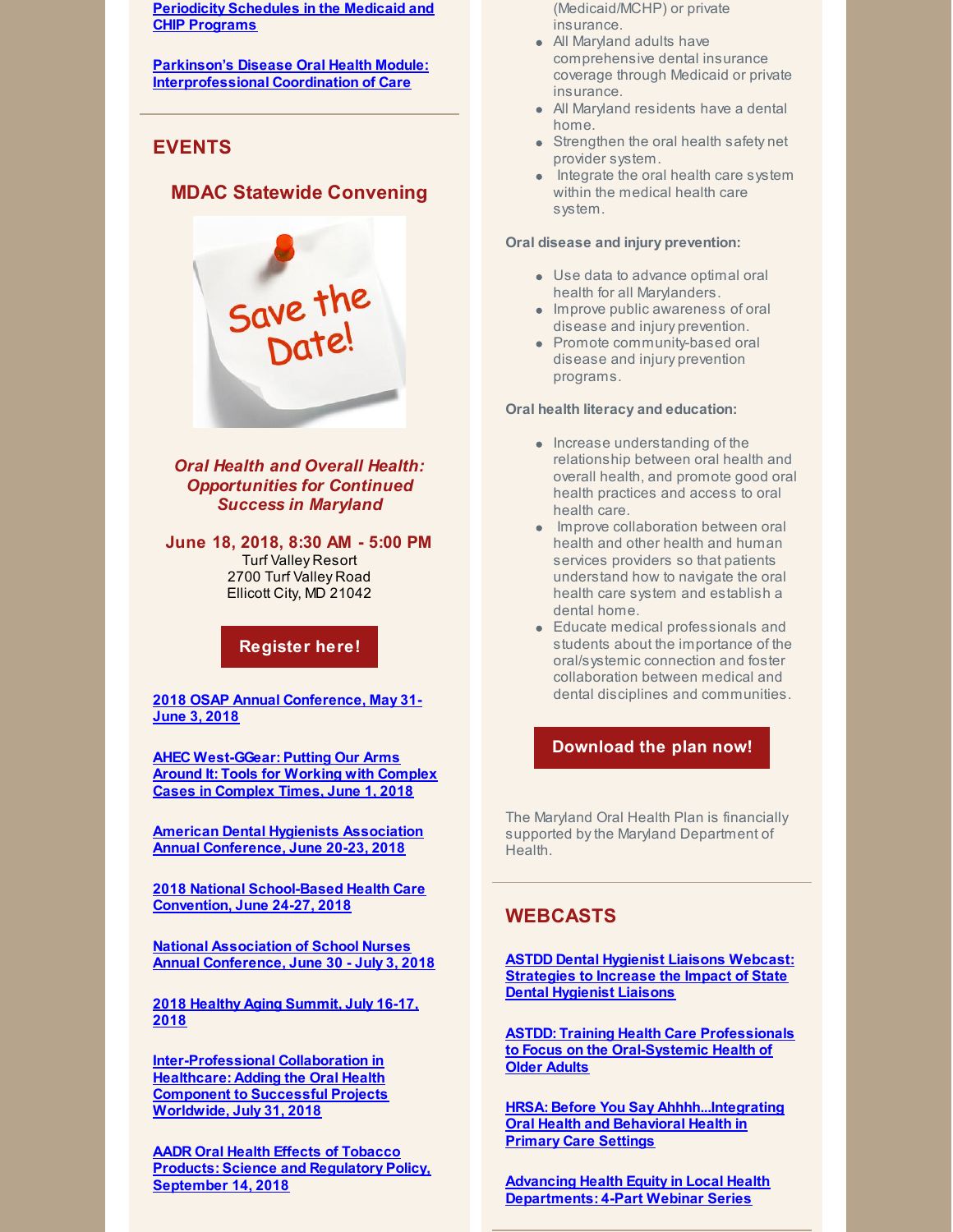[Periodicity Schedules in the Medicaid and CHIP Programs]

[Parkinson's Disease Oral Health Module: Interprofessional Coordination of Care]

## EVENTS

### MDAC Statewide Convening

*Oral Health and Overall Health: Opportunities for Continued Success in Maryland*

**June 18, 2018, 8:30 AM - 5:00 PM**
Turf Valley Resort
2700 Turf Valley Road
Ellicott City, MD 21042

**Register here!**

[2018 OSAP Annual Conference, May 31-June 3, 2018]

[AHEC West-GGear: Putting Our Arms Around It: Tools for Working with Complex Cases in Complex Times, June 1, 2018]

[American Dental Hygienists Association Annual Conference, June 20-23, 2018]

[2018 National School-Based Health Care Convention, June 24-27, 2018]

[National Association of School Nurses Annual Conference, June 30 - July 3, 2018]

[2018 Healthy Aging Summit, July 16-17, 2018]

[Inter-Professional Collaboration in Healthcare: Adding the Oral Health Component to Successful Projects Worldwide, July 31, 2018]

[AADR Oral Health Effects of Tobacco Products: Science and Regulatory Policy, September 14, 2018]

(Medicaid/MCHP) or private insurance.
- All Maryland adults have comprehensive dental insurance coverage through Medicaid or private insurance.
- All Maryland residents have a dental home.
- Strengthen the oral health safety net provider system.
- Integrate the oral health care system within the medical health care system.

**Oral disease and injury prevention:**

- Use data to advance optimal oral health for all Marylanders.
- Improve public awareness of oral disease and injury prevention.
- Promote community-based oral disease and injury prevention programs.

**Oral health literacy and education:**

- Increase understanding of the relationship between oral health and overall health, and promote good oral health practices and access to oral health care.
- Improve collaboration between oral health and other health and human services providers so that patients understand how to navigate the oral health care system and establish a dental home.
- Educate medical professionals and students about the importance of the oral/systemic connection and foster collaboration between medical and dental disciplines and communities.

**Download the plan now!**

The Maryland Oral Health Plan is financially supported by the Maryland Department of Health.

## WEBCASTS

[ASTDD Dental Hygienist Liaisons Webcast: Strategies to Increase the Impact of State Dental Hygienist Liaisons]

[ASTDD: Training Health Care Professionals to Focus on the Oral-Systemic Health of Older Adults]

[HRSA: Before You Say Ahhhh...Integrating Oral Health and Behavioral Health in Primary Care Settings]

[Advancing Health Equity in Local Health Departments: 4-Part Webinar Series]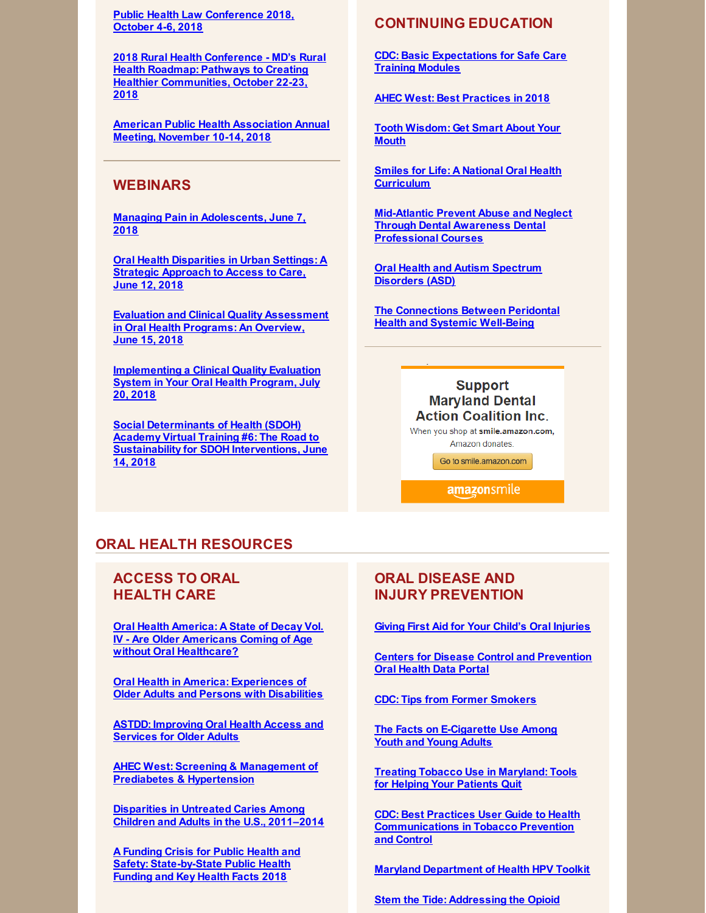Public Health Law Conference 2018, October 4-6, 2018

2018 Rural Health Conference - MD's Rural Health Roadmap: Pathways to Creating Healthier Communities, October 22-23, 2018

American Public Health Association Annual Meeting, November 10-14, 2018

## WEBINARS

Managing Pain in Adolescents, June 7, 2018

Oral Health Disparities in Urban Settings: A Strategic Approach to Access to Care, June 12, 2018

Evaluation and Clinical Quality Assessment in Oral Health Programs: An Overview, June 15, 2018

Implementing a Clinical Quality Evaluation System in Your Oral Health Program, July 20, 2018

Social Determinants of Health (SDOH) Academy Virtual Training #6: The Road to Sustainability for SDOH Interventions, June 14, 2018

## CONTINUING EDUCATION

CDC: Basic Expectations for Safe Care Training Modules

AHEC West: Best Practices in 2018

Tooth Wisdom: Get Smart About Your Mouth

Smiles for Life: A National Oral Health Curriculum

Mid-Atlantic Prevent Abuse and Neglect Through Dental Awareness Dental Professional Courses

Oral Health and Autism Spectrum Disorders (ASD)

The Connections Between Peridontal Health and Systemic Well-Being

Support Maryland Dental Action Coalition Inc.

When you shop at smile.amazon.com, Amazon donates.

Go to smile.amazon.com

amazonsmile

# ORAL HEALTH RESOURCES

## ACCESS TO ORAL HEALTH CARE

Oral Health America: A State of Decay Vol. IV - Are Older Americans Coming of Age without Oral Healthcare?

Oral Health in America: Experiences of Older Adults and Persons with Disabilities

ASTDD: Improving Oral Health Access and Services for Older Adults

AHEC West: Screening & Management of Prediabetes & Hypertension

Disparities in Untreated Caries Among Children and Adults in the U.S., 2011–2014

A Funding Crisis for Public Health and Safety: State-by-State Public Health Funding and Key Health Facts 2018

## ORAL DISEASE AND INJURY PREVENTION

Giving First Aid for Your Child's Oral Injuries

Centers for Disease Control and Prevention Oral Health Data Portal

CDC: Tips from Former Smokers

The Facts on E-Cigarette Use Among Youth and Young Adults

Treating Tobacco Use in Maryland: Tools for Helping Your Patients Quit

CDC: Best Practices User Guide to Health Communications in Tobacco Prevention and Control

Maryland Department of Health HPV Toolkit

Stem the Tide: Addressing the Opioid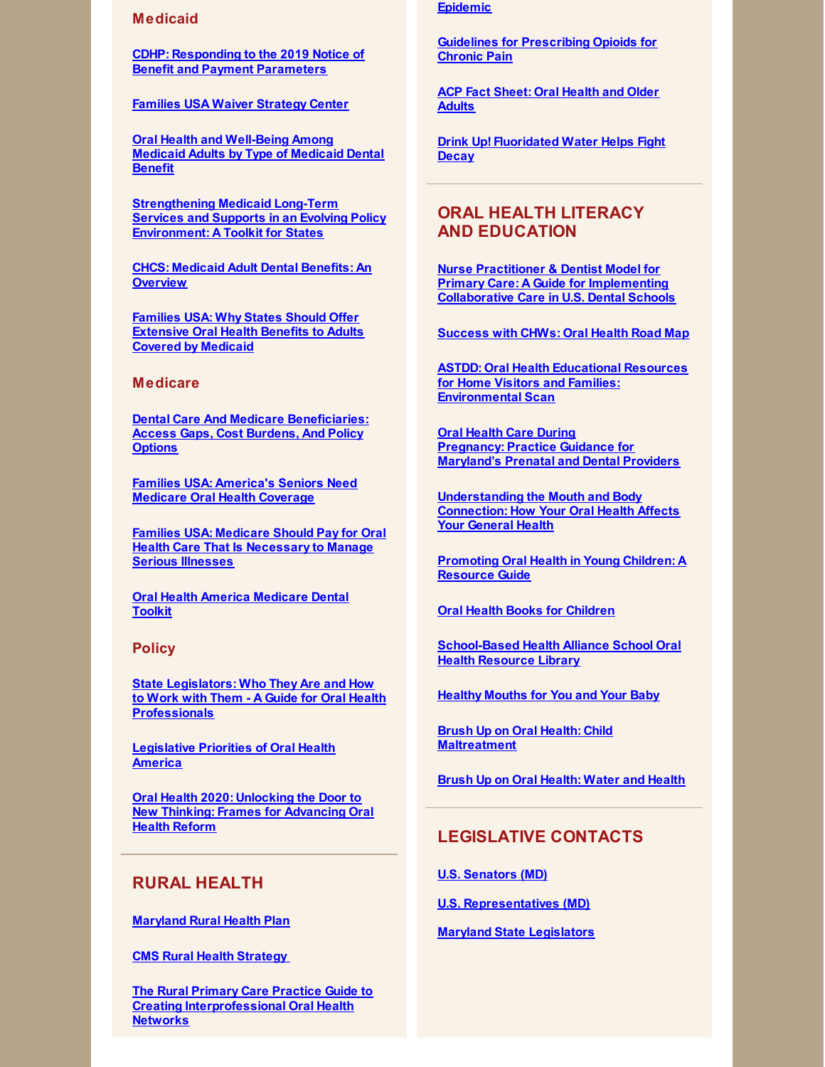### Medicaid

**CDHP: Responding to the 2019 Notice of Benefit and Payment Parameters**

**Families USA Waiver Strategy Center**

**Oral Health and Well-Being Among Medicaid Adults by Type of Medicaid Dental Benefit**

**Strengthening Medicaid Long-Term Services and Supports in an Evolving Policy Environment: A Toolkit for States**

**CHCS: Medicaid Adult Dental Benefits: An Overview**

**Families USA: Why States Should Offer Extensive Oral Health Benefits to Adults Covered by Medicaid**

### Medicare

**Dental Care And Medicare Beneficiaries: Access Gaps, Cost Burdens, And Policy Options**

**Families USA: America's Seniors Need Medicare Oral Health Coverage**

**Families USA: Medicare Should Pay for Oral Health Care That Is Necessary to Manage Serious Illnesses**

**Oral Health America Medicare Dental Toolkit**

### Policy

**State Legislators: Who They Are and How to Work with Them - A Guide for Oral Health Professionals**

**Legislative Priorities of Oral Health America**

**Oral Health 2020: Unlocking the Door to New Thinking: Frames for Advancing Oral Health Reform**

## RURAL HEALTH

**Maryland Rural Health Plan**

**CMS Rural Health Strategy**

**The Rural Primary Care Practice Guide to Creating Interprofessional Oral Health Networks**

**Epidemic**

**Guidelines for Prescribing Opioids for Chronic Pain**

**ACP Fact Sheet: Oral Health and Older Adults**

**Drink Up! Fluoridated Water Helps Fight Decay**

## ORAL HEALTH LITERACY AND EDUCATION

**Nurse Practitioner & Dentist Model for Primary Care: A Guide for Implementing Collaborative Care in U.S. Dental Schools**

**Success with CHWs: Oral Health Road Map**

**ASTDD: Oral Health Educational Resources for Home Visitors and Families: Environmental Scan**

**Oral Health Care During Pregnancy: Practice Guidance for Maryland's Prenatal and Dental Providers**

**Understanding the Mouth and Body Connection: How Your Oral Health Affects Your General Health**

**Promoting Oral Health in Young Children: A Resource Guide**

**Oral Health Books for Children**

**School-Based Health Alliance School Oral Health Resource Library**

**Healthy Mouths for You and Your Baby**

**Brush Up on Oral Health: Child Maltreatment**

**Brush Up on Oral Health: Water and Health**

## LEGISLATIVE CONTACTS

**U.S. Senators (MD)**

**U.S. Representatives (MD)**

**Maryland State Legislators**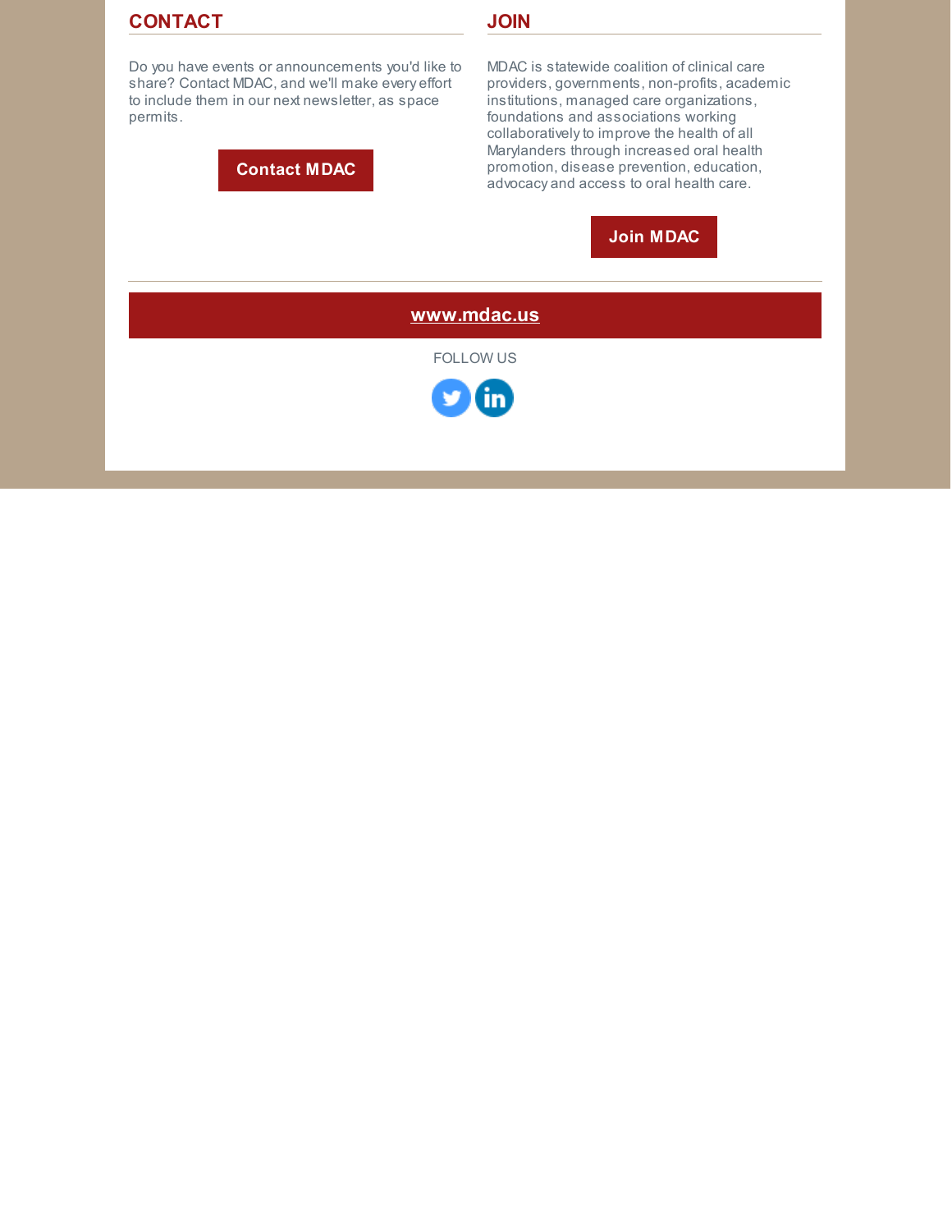## CONTACT

Do you have events or announcements you'd like to share? Contact MDAC, and we'll make every effort to include them in our next newsletter, as space permits.

**Contact MDAC**

## JOIN

MDAC is statewide coalition of clinical care providers, governments, non-profits, academic institutions, managed care organizations, foundations and associations working collaboratively to improve the health of all Marylanders through increased oral health promotion, disease prevention, education, advocacy and access to oral health care.

**Join MDAC**

**www.mdac.us**

FOLLOW US